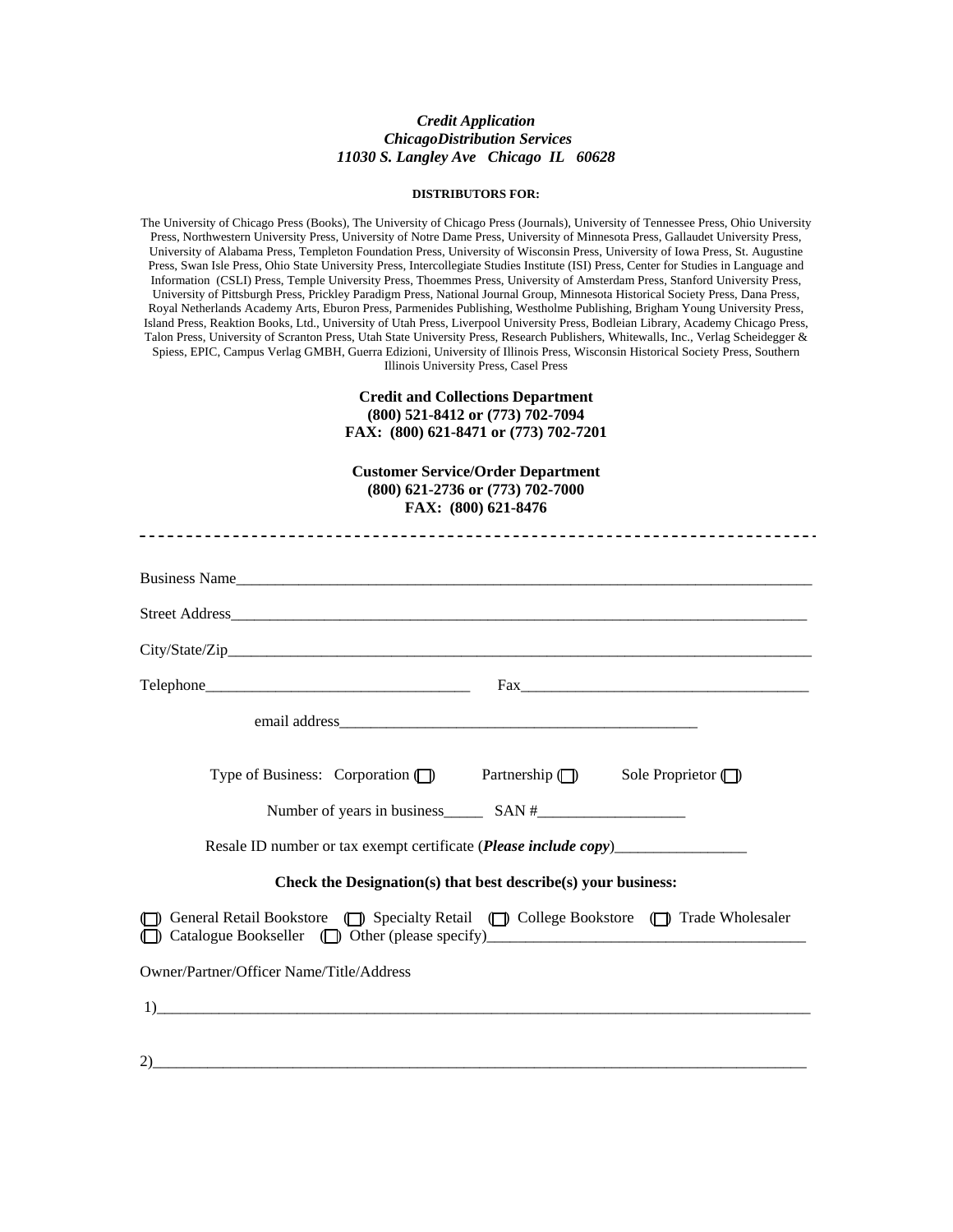***Credit Application***
***ChicagoDistribution Services***
***11030 S. Langley Ave Chicago IL 60628***

**DISTRIBUTORS FOR:**

The University of Chicago Press (Books), The University of Chicago Press (Journals), University of Tennessee Press, Ohio University Press, Northwestern University Press, University of Notre Dame Press, University of Minnesota Press, Gallaudet University Press, University of Alabama Press, Templeton Foundation Press, University of Wisconsin Press, University of Iowa Press, St. Augustine Press, Swan Isle Press, Ohio State University Press, Intercollegiate Studies Institute (ISI) Press, Center for Studies in Language and Information (CSLI) Press, Temple University Press, Thoemmes Press, University of Amsterdam Press, Stanford University Press, University of Pittsburgh Press, Prickley Paradigm Press, National Journal Group, Minnesota Historical Society Press, Dana Press, Royal Netherlands Academy Arts, Eburon Press, Parmenides Publishing, Westholme Publishing, Brigham Young University Press, Island Press, Reaktion Books, Ltd., University of Utah Press, Liverpool University Press, Bodleian Library, Academy Chicago Press, Talon Press, University of Scranton Press, Utah State University Press, Research Publishers, Whitewalls, Inc., Verlag Scheidegger & Spiess, EPIC, Campus Verlag GMBH, Guerra Edizioni, University of Illinois Press, Wisconsin Historical Society Press, Southern Illinois University Press, Casel Press

**Credit and Collections Department**
**(800) 521-8412 or (773) 702-7094**
**FAX: (800) 621-8471 or (773) 702-7201**

**Customer Service/Order Department**
**(800) 621-2736 or (773) 702-7000**
**FAX: (800) 621-8476**

---

Business Name________________________________________________________________________

Street Address________________________________________________________________________

City/State/Zip________________________________________________________________________

Telephone_________________________________ Fax____________________________________

email address_______________________________________________

Type of Business: Corporation (☐) Partnership (☐) Sole Proprietor (☐)

Number of years in business_____ SAN #__________________

Resale ID number or tax exempt certificate (***Please include copy***)_________________

**Check the Designation(s) that best describe(s) your business:**

(☐) General Retail Bookstore (☐) Specialty Retail (☐) College Bookstore (☐) Trade Wholesaler
(☐) Catalogue Bookseller (☐) Other (please specify)________________________________________

Owner/Partner/Officer Name/Title/Address

1)________________________________________________________________________________

2)________________________________________________________________________________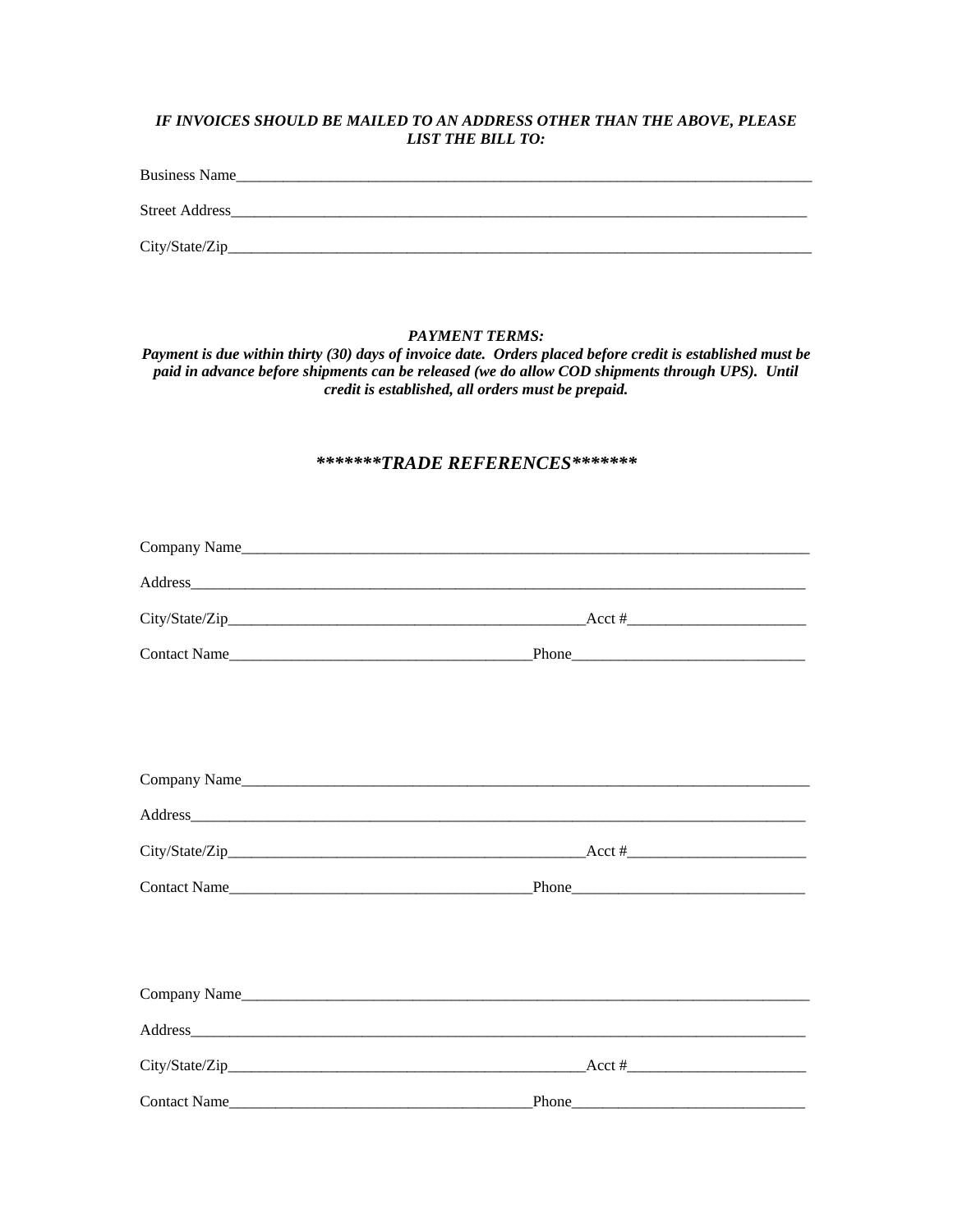***IF INVOICES SHOULD BE MAILED TO AN ADDRESS OTHER THAN THE ABOVE, PLEASE LIST THE BILL TO:***

Business Name_______________________________________________________________________________

Street Address______________________________________________________________________________

City/State/Zip______________________________________________________________________________

***PAYMENT TERMS:***

***Payment is due within thirty (30) days of invoice date. Orders placed before credit is established must be paid in advance before shipments can be released (we do allow COD shipments through UPS). Until credit is established, all orders must be prepaid.***

## *******TRADE REFERENCES*******

Company Name________________________________________________________________________________

Address_____________________________________________________________________________________

City/State/Zip____________________________________________Acct #_______________________

Contact Name______________________________________Phone_____________________________

Company Name________________________________________________________________________________

Address_____________________________________________________________________________________

City/State/Zip____________________________________________Acct #_______________________

Contact Name______________________________________Phone_____________________________

Company Name________________________________________________________________________________

Address_____________________________________________________________________________________

City/State/Zip____________________________________________Acct #_______________________

Contact Name______________________________________Phone_____________________________